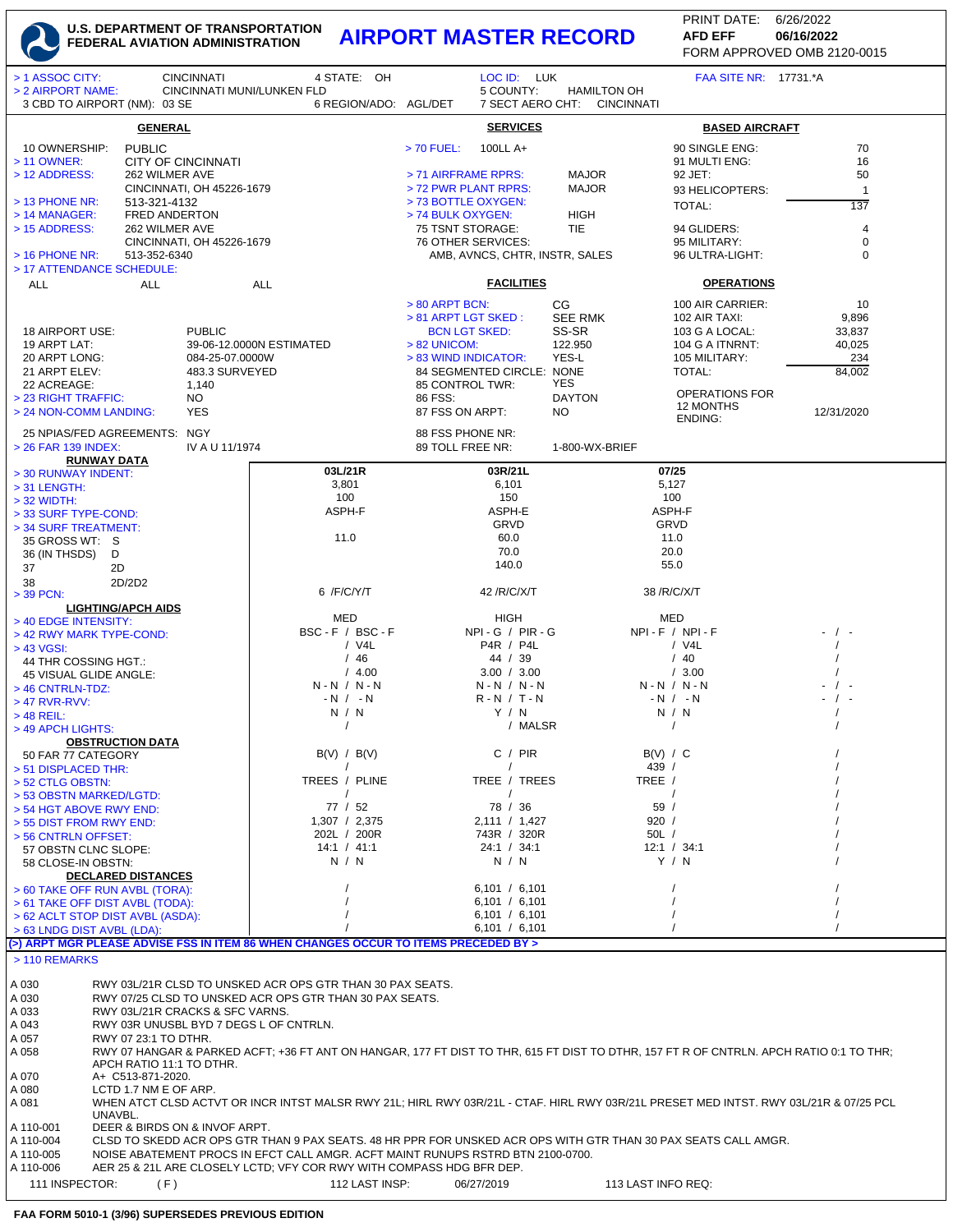# AIRPORT MASTER RECORD

**U.S. DEPARTMENT OF TRANSPORTATION**
**FEDERAL AVIATION ADMINISTRATION**

PRINT DATE: 6/26/2022
**AFD EFF** **06/16/2022**
FORM APPROVED OMB 2120-0015

> 1 ASSOC CITY: CINCINNATI | 4 STATE: OH | LOC ID: LUK | FAA SITE NR: 17731.*A
> 2 AIRPORT NAME: CINCINNATI MUNI/LUNKEN FLD | 5 COUNTY: HAMILTON OH
3 CBD TO AIRPORT (NM): 03 SE | 6 REGION/ADO: AGL/DET | 7 SECT AERO CHT: CINCINNATI

## GENERAL

10 OWNERSHIP: PUBLIC
> 11 OWNER: CITY OF CINCINNATI
> 12 ADDRESS: 262 WILMER AVE
CINCINNATI, OH 45226-1679
> 13 PHONE NR: 513-321-4132
> 14 MANAGER: FRED ANDERTON
> 15 ADDRESS: 262 WILMER AVE
CINCINNATI, OH 45226-1679
> 16 PHONE NR: 513-352-6340
> 17 ATTENDANCE SCHEDULE:
ALL ALL ALL

18 AIRPORT USE: PUBLIC
19 ARPT LAT: 39-06-12.0000N ESTIMATED
20 ARPT LONG: 084-25-07.0000W
21 ARPT ELEV: 483.3 SURVEYED
22 ACREAGE: 1,140
> 23 RIGHT TRAFFIC: NO
> 24 NON-COMM LANDING: YES
25 NPIAS/FED AGREEMENTS: NGY
> 26 FAR 139 INDEX: IV A U 11/1974

## SERVICES

> 70 FUEL: 100LL A+
> 71 AIRFRAME RPRS: MAJOR
> 72 PWR PLANT RPRS: MAJOR
> 73 BOTTLE OXYGEN:
> 74 BULK OXYGEN: HIGH
75 TSNT STORAGE: TIE
76 OTHER SERVICES: AMB, AVNCS, CHTR, INSTR, SALES

## FACILITIES

> 80 ARPT BCN: CG
> 81 ARPT LGT SKED : SEE RMK
BCN LGT SKED: SS-SR
> 82 UNICOM: 122.950
> 83 WIND INDICATOR: YES-L
84 SEGMENTED CIRCLE: NONE
85 CONTROL TWR: YES
86 FSS: DAYTON
87 FSS ON ARPT: NO
88 FSS PHONE NR:
89 TOLL FREE NR: 1-800-WX-BRIEF

## BASED AIRCRAFT

| | |
|---|---|
| 90 SINGLE ENG: | 70 |
| 91 MULTI ENG: | 16 |
| 92 JET: | 50 |
| 93 HELICOPTERS: | 1 |
| TOTAL: | 137 |
| 94 GLIDERS: | 4 |
| 95 MILITARY: | 0 |
| 96 ULTRA-LIGHT: | 0 |

## OPERATIONS

| | |
|---|---|
| 100 AIR CARRIER: | 10 |
| 102 AIR TAXI: | 9,896 |
| 103 G A LOCAL: | 33,837 |
| 104 G A ITNRNT: | 40,025 |
| 105 MILITARY: | 234 |
| TOTAL: | 84,002 |
| OPERATIONS FOR 12 MONTHS ENDING: | 12/31/2020 |

## RUNWAY DATA

| | 03L/21R | 03R/21L | 07/25 | |
|---|---|---|---|---|
| > 30 RUNWAY INDENT: | 03L/21R | 03R/21L | 07/25 | |
| > 31 LENGTH: | 3,801 | 6,101 | 5,127 | |
| > 32 WIDTH: | 100 | 150 | 100 | |
| > 33 SURF TYPE-COND: | ASPH-F | ASPH-E | ASPH-F | |
| > 34 SURF TREATMENT: | | GRVD | GRVD | |
| 35 GROSS WT: S | 11.0 | 60.0 | 11.0 | |
| 36 (IN THSDS) D | | 70.0 | 20.0 | |
| 37 2D | | 140.0 | 55.0 | |
| 38 2D/2D2 | | | | |
| > 39 PCN: | 6 /F/C/Y/T | 42 /R/C/X/T | 38 /R/C/X/T | |
| **LIGHTING/APCH AIDS** | | | | |
| > 40 EDGE INTENSITY: | MED | HIGH | MED | |
| > 42 RWY MARK TYPE-COND: | BSC - F / BSC - F | NPI - G / PIR - G | NPI - F / NPI - F | - / - |
| > 43 VGSI: | / V4L | P4R / P4L | / V4L | / |
| 44 THR COSSING HGT.: | / 46 | 44 / 39 | / 40 | / |
| 45 VISUAL GLIDE ANGLE: | / 4.00 | 3.00 / 3.00 | / 3.00 | / |
| > 46 CNTRLN-TDZ: | N - N / N - N | N - N / N - N | N - N / N - N | - / - |
| > 47 RVR-RVV: | - N / - N | R - N / T - N | - N / - N | - / - |
| > 48 REIL: | N / N | Y / N | N / N | / |
| > 49 APCH LIGHTS: | / | / MALSR | / | / |
| **OBSTRUCTION DATA** | | | | |
| 50 FAR 77 CATEGORY | B(V) / B(V) | C / PIR | B(V) / C | / |
| > 51 DISPLACED THR: | / | / | 439 / | / |
| > 52 CTLG OBSTN: | TREES / PLINE | TREE / TREES | TREE / | / |
| > 53 OBSTN MARKED/LGTD: | / | / | / | / |
| > 54 HGT ABOVE RWY END: | 77 / 52 | 78 / 36 | 59 / | / |
| > 55 DIST FROM RWY END: | 1,307 / 2,375 | 2,111 / 1,427 | 920 / | / |
| > 56 CNTRLN OFFSET: | 202L / 200R | 743R / 320R | 50L / | / |
| 57 OBSTN CLNC SLOPE: | 14:1 / 41:1 | 24:1 / 34:1 | 12:1 / 34:1 | / |
| 58 CLOSE-IN OBSTN: | N / N | N / N | Y / N | / |
| **DECLARED DISTANCES** | | | | |
| > 60 TAKE OFF RUN AVBL (TORA): | / | 6,101 / 6,101 | / | / |
| > 61 TAKE OFF DIST AVBL (TODA): | / | 6,101 / 6,101 | / | / |
| > 62 ACLT STOP DIST AVBL (ASDA): | / | 6,101 / 6,101 | / | / |
| > 63 LNDG DIST AVBL (LDA): | / | 6,101 / 6,101 | / | / |

**(>) ARPT MGR PLEASE ADVISE FSS IN ITEM 86 WHEN CHANGES OCCUR TO ITEMS PRECEDED BY >**

> 110 REMARKS

| | |
|---|---|
| A 030 | RWY 03L/21R CLSD TO UNSKED ACR OPS GTR THAN 30 PAX SEATS. |
| A 030 | RWY 07/25 CLSD TO UNSKED ACR OPS GTR THAN 30 PAX SEATS. |
| A 033 | RWY 03L/21R CRACKS & SFC VARNS. |
| A 043 | RWY 03R UNUSBL BYD 7 DEGS L OF CNTRLN. |
| A 057 | RWY 07 23:1 TO DTHR. |
| A 058 | RWY 07 HANGAR & PARKED ACFT; +36 FT ANT ON HANGAR, 177 FT DIST TO THR, 615 FT DIST TO DTHR, 157 FT R OF CNTRLN. APCH RATIO 0:1 TO THR; APCH RATIO 11:1 TO DTHR. |
| A 070 | A+ C513-871-2020. |
| A 080 | LCTD 1.7 NM E OF ARP. |
| A 081 | WHEN ATCT CLSD ACTVT OR INCR INTST MALSR RWY 21L; HIRL RWY 03R/21L - CTAF. HIRL RWY 03R/21L PRESET MED INTST. RWY 03L/21R & 07/25 PCL UNAVBL. |
| A 110-001 | DEER & BIRDS ON & INVOF ARPT. |
| A 110-004 | CLSD TO SKEDD ACR OPS GTR THAN 9 PAX SEATS. 48 HR PPR FOR UNSKED ACR OPS WITH GTR THAN 30 PAX SEATS CALL AMGR. |
| A 110-005 | NOISE ABATEMENT PROCS IN EFCT CALL AMGR. ACFT MAINT RUNUPS RSTRD BTN 2100-0700. |
| A 110-006 | AER 25 & 21L ARE CLOSELY LCTD; VFY COR RWY WITH COMPASS HDG BFR DEP. |

111 INSPECTOR: ( F ) 112 LAST INSP: 06/27/2019 113 LAST INFO REQ:

FAA FORM 5010-1 (3/96) SUPERSEDES PREVIOUS EDITION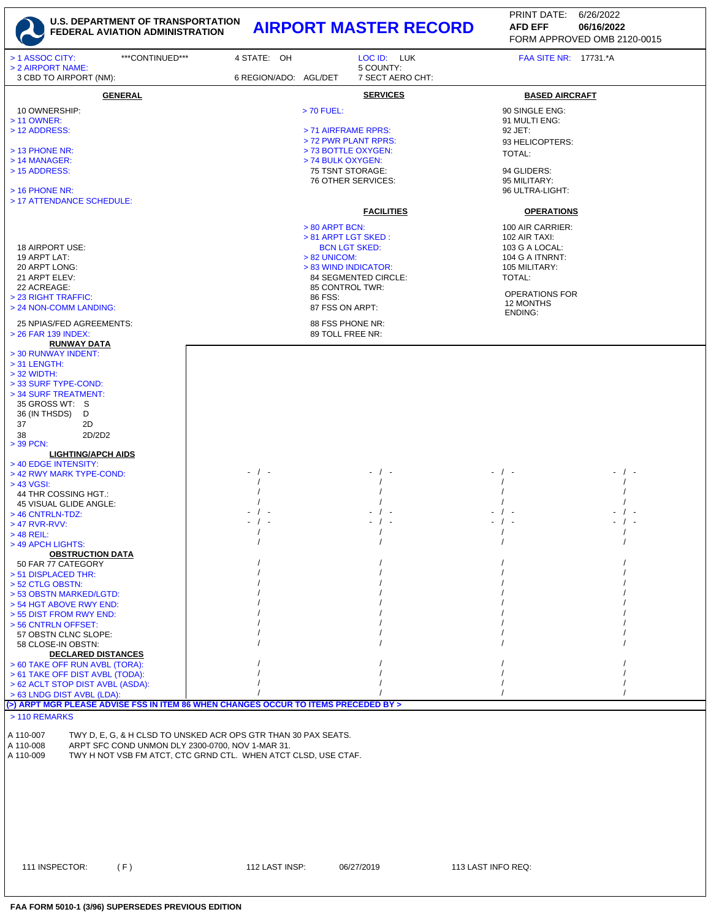U.S. DEPARTMENT OF TRANSPORTATION
FEDERAL AVIATION ADMINISTRATION

# AIRPORT MASTER RECORD

PRINT DATE: 6/26/2022
AFD EFF **06/16/2022**
FORM APPROVED OMB 2120-0015

> 1 ASSOC CITY: ***CONTINUED*** 4 STATE: OH LOC ID: LUK FAA SITE NR: 17731.*A
> 2 AIRPORT NAME: 5 COUNTY:
3 CBD TO AIRPORT (NM): 6 REGION/ADO: AGL/DET 7 SECT AERO CHT:

## GENERAL

10 OWNERSHIP:
> 11 OWNER:
> 12 ADDRESS:
> 13 PHONE NR:
> 14 MANAGER:
> 15 ADDRESS:
> 16 PHONE NR:
> 17 ATTENDANCE SCHEDULE:

18 AIRPORT USE:
19 ARPT LAT:
20 ARPT LONG:
21 ARPT ELEV:
22 ACREAGE:
> 23 RIGHT TRAFFIC:
> 24 NON-COMM LANDING:
25 NPIAS/FED AGREEMENTS:
> 26 FAR 139 INDEX:

## SERVICES

> 70 FUEL:
> 71 AIRFRAME RPRS:
> 72 PWR PLANT RPRS:
> 73 BOTTLE OXYGEN:
> 74 BULK OXYGEN:
75 TSNT STORAGE:
76 OTHER SERVICES:

## FACILITIES

> 80 ARPT BCN:
> 81 ARPT LGT SKED :
BCN LGT SKED:
> 82 UNICOM:
> 83 WIND INDICATOR:
84 SEGMENTED CIRCLE:
85 CONTROL TWR:
86 FSS:
87 FSS ON ARPT:
88 FSS PHONE NR:
89 TOLL FREE NR:

## BASED AIRCRAFT

90 SINGLE ENG:
91 MULTI ENG:
92 JET:
93 HELICOPTERS:
TOTAL:
94 GLIDERS:
95 MILITARY:
96 ULTRA-LIGHT:

## OPERATIONS

100 AIR CARRIER:
102 AIR TAXI:
103 G A LOCAL:
104 G A ITNRNT:
105 MILITARY:
TOTAL:
OPERATIONS FOR 12 MONTHS ENDING:

## RUNWAY DATA

| | | | | |
|---|---|---|---|---|
| > 30 RUNWAY INDENT: | | | | |
| > 31 LENGTH: | | | | |
| > 32 WIDTH: | | | | |
| > 33 SURF TYPE-COND: | | | | |
| > 34 SURF TREATMENT: | | | | |
| 35 GROSS WT: S | | | | |
| 36 (IN THSDS) D | | | | |
| 37 2D | | | | |
| 38 2D/2D2 | | | | |
| > 39 PCN: | | | | |
| **LIGHTING/APCH AIDS** | | | | |
| > 40 EDGE INTENSITY: | | | | |
| > 42 RWY MARK TYPE-COND: | - / - | - / - | - / - | - / - |
| > 43 VGSI: | / | / | / | / |
| 44 THR COSSING HGT.: | / | / | / | / |
| 45 VISUAL GLIDE ANGLE: | / | / | / | / |
| > 46 CNTRLN-TDZ: | - / - | - / - | - / - | - / - |
| > 47 RVR-RVV: | - / - | - / - | - / - | - / - |
| > 48 REIL: | / | / | / | / |
| > 49 APCH LIGHTS: | / | / | / | / |
| **OBSTRUCTION DATA** | | | | |
| 50 FAR 77 CATEGORY | / | / | / | / |
| > 51 DISPLACED THR: | / | / | / | / |
| > 52 CTLG OBSTN: | / | / | / | / |
| > 53 OBSTN MARKED/LGTD: | / | / | / | / |
| > 54 HGT ABOVE RWY END: | / | / | / | / |
| > 55 DIST FROM RWY END: | / | / | / | / |
| > 56 CNTRLN OFFSET: | / | / | / | / |
| 57 OBSTN CLNC SLOPE: | / | / | / | / |
| 58 CLOSE-IN OBSTN: | / | / | / | / |
| **DECLARED DISTANCES** | | | | |
| > 60 TAKE OFF RUN AVBL (TORA): | / | / | / | / |
| > 61 TAKE OFF DIST AVBL (TODA): | / | / | / | / |
| > 62 ACLT STOP DIST AVBL (ASDA): | / | / | / | / |
| > 63 LNDG DIST AVBL (LDA): | / | / | / | / |

**(>) ARPT MGR PLEASE ADVISE FSS IN ITEM 86 WHEN CHANGES OCCUR TO ITEMS PRECEDED BY >**

> 110 REMARKS

| | |
|---|---|
| A 110-007 | TWY D, E, G, & H CLSD TO UNSKED ACR OPS GTR THAN 30 PAX SEATS. |
| A 110-008 | ARPT SFC COND UNMON DLY 2300-0700, NOV 1-MAR 31. |
| A 110-009 | TWY H NOT VSB FM ATCT, CTC GRND CTL. WHEN ATCT CLSD, USE CTAF. |

111 INSPECTOR: ( F ) 112 LAST INSP: 06/27/2019 113 LAST INFO REQ:

FAA FORM 5010-1 (3/96) SUPERSEDES PREVIOUS EDITION